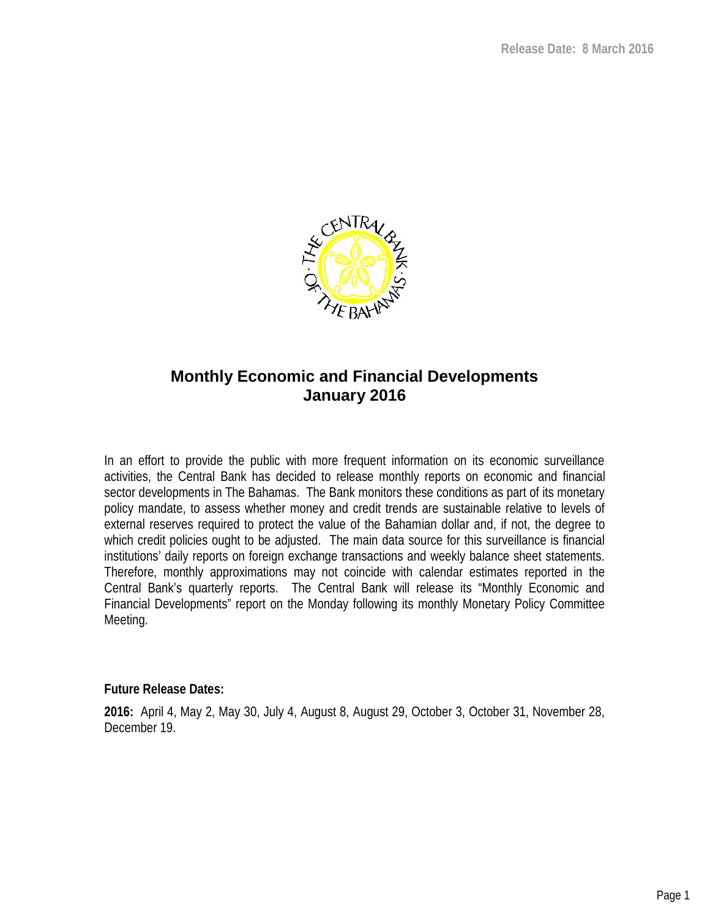Release Date: 8 March 2016

# Monthly Economic and Financial Developments
# January 2016

In an effort to provide the public with more frequent information on its economic surveillance activities, the Central Bank has decided to release monthly reports on economic and financial sector developments in The Bahamas. The Bank monitors these conditions as part of its monetary policy mandate, to assess whether money and credit trends are sustainable relative to levels of external reserves required to protect the value of the Bahamian dollar and, if not, the degree to which credit policies ought to be adjusted. The main data source for this surveillance is financial institutions' daily reports on foreign exchange transactions and weekly balance sheet statements. Therefore, monthly approximations may not coincide with calendar estimates reported in the Central Bank's quarterly reports. The Central Bank will release its "Monthly Economic and Financial Developments" report on the Monday following its monthly Monetary Policy Committee Meeting.

**Future Release Dates:**

**2016:** April 4, May 2, May 30, July 4, August 8, August 29, October 3, October 31, November 28, December 19.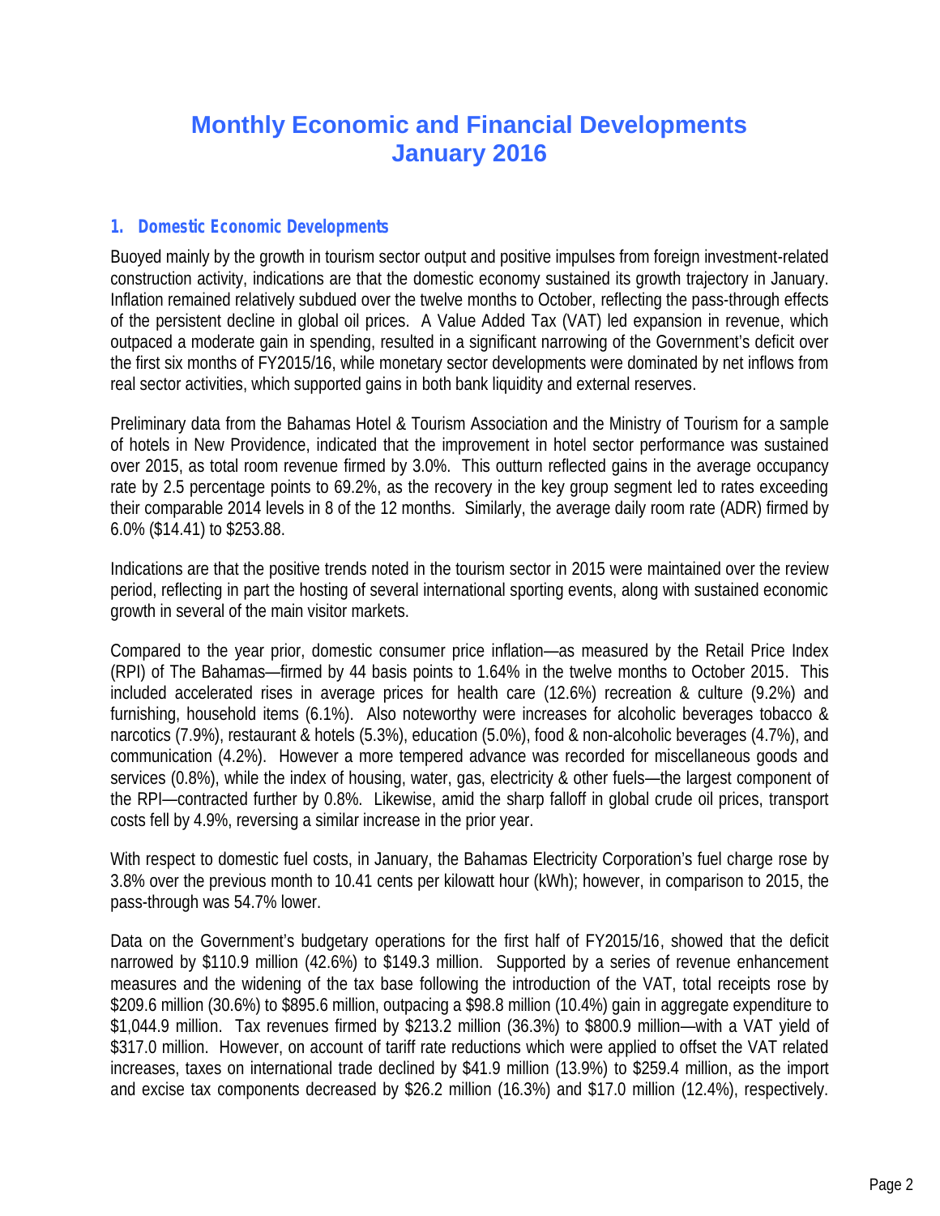# Monthly Economic and Financial Developments
# January 2016

## 1. Domestic Economic Developments

Buoyed mainly by the growth in tourism sector output and positive impulses from foreign investment-related construction activity, indications are that the domestic economy sustained its growth trajectory in January. Inflation remained relatively subdued over the twelve months to October, reflecting the pass-through effects of the persistent decline in global oil prices. A Value Added Tax (VAT) led expansion in revenue, which outpaced a moderate gain in spending, resulted in a significant narrowing of the Government's deficit over the first six months of FY2015/16, while monetary sector developments were dominated by net inflows from real sector activities, which supported gains in both bank liquidity and external reserves.

Preliminary data from the Bahamas Hotel & Tourism Association and the Ministry of Tourism for a sample of hotels in New Providence, indicated that the improvement in hotel sector performance was sustained over 2015, as total room revenue firmed by 3.0%. This outturn reflected gains in the average occupancy rate by 2.5 percentage points to 69.2%, as the recovery in the key group segment led to rates exceeding their comparable 2014 levels in 8 of the 12 months. Similarly, the average daily room rate (ADR) firmed by 6.0% ($14.41) to $253.88.

Indications are that the positive trends noted in the tourism sector in 2015 were maintained over the review period, reflecting in part the hosting of several international sporting events, along with sustained economic growth in several of the main visitor markets.

Compared to the year prior, domestic consumer price inflation—as measured by the Retail Price Index (RPI) of The Bahamas—firmed by 44 basis points to 1.64% in the twelve months to October 2015. This included accelerated rises in average prices for health care (12.6%) recreation & culture (9.2%) and furnishing, household items (6.1%). Also noteworthy were increases for alcoholic beverages tobacco & narcotics (7.9%), restaurant & hotels (5.3%), education (5.0%), food & non-alcoholic beverages (4.7%), and communication (4.2%). However a more tempered advance was recorded for miscellaneous goods and services (0.8%), while the index of housing, water, gas, electricity & other fuels—the largest component of the RPI—contracted further by 0.8%. Likewise, amid the sharp falloff in global crude oil prices, transport costs fell by 4.9%, reversing a similar increase in the prior year.

With respect to domestic fuel costs, in January, the Bahamas Electricity Corporation's fuel charge rose by 3.8% over the previous month to 10.41 cents per kilowatt hour (kWh); however, in comparison to 2015, the pass-through was 54.7% lower.

Data on the Government's budgetary operations for the first half of FY2015/16, showed that the deficit narrowed by $110.9 million (42.6%) to $149.3 million. Supported by a series of revenue enhancement measures and the widening of the tax base following the introduction of the VAT, total receipts rose by $209.6 million (30.6%) to $895.6 million, outpacing a $98.8 million (10.4%) gain in aggregate expenditure to $1,044.9 million. Tax revenues firmed by $213.2 million (36.3%) to $800.9 million—with a VAT yield of $317.0 million. However, on account of tariff rate reductions which were applied to offset the VAT related increases, taxes on international trade declined by $41.9 million (13.9%) to $259.4 million, as the import and excise tax components decreased by $26.2 million (16.3%) and $17.0 million (12.4%), respectively.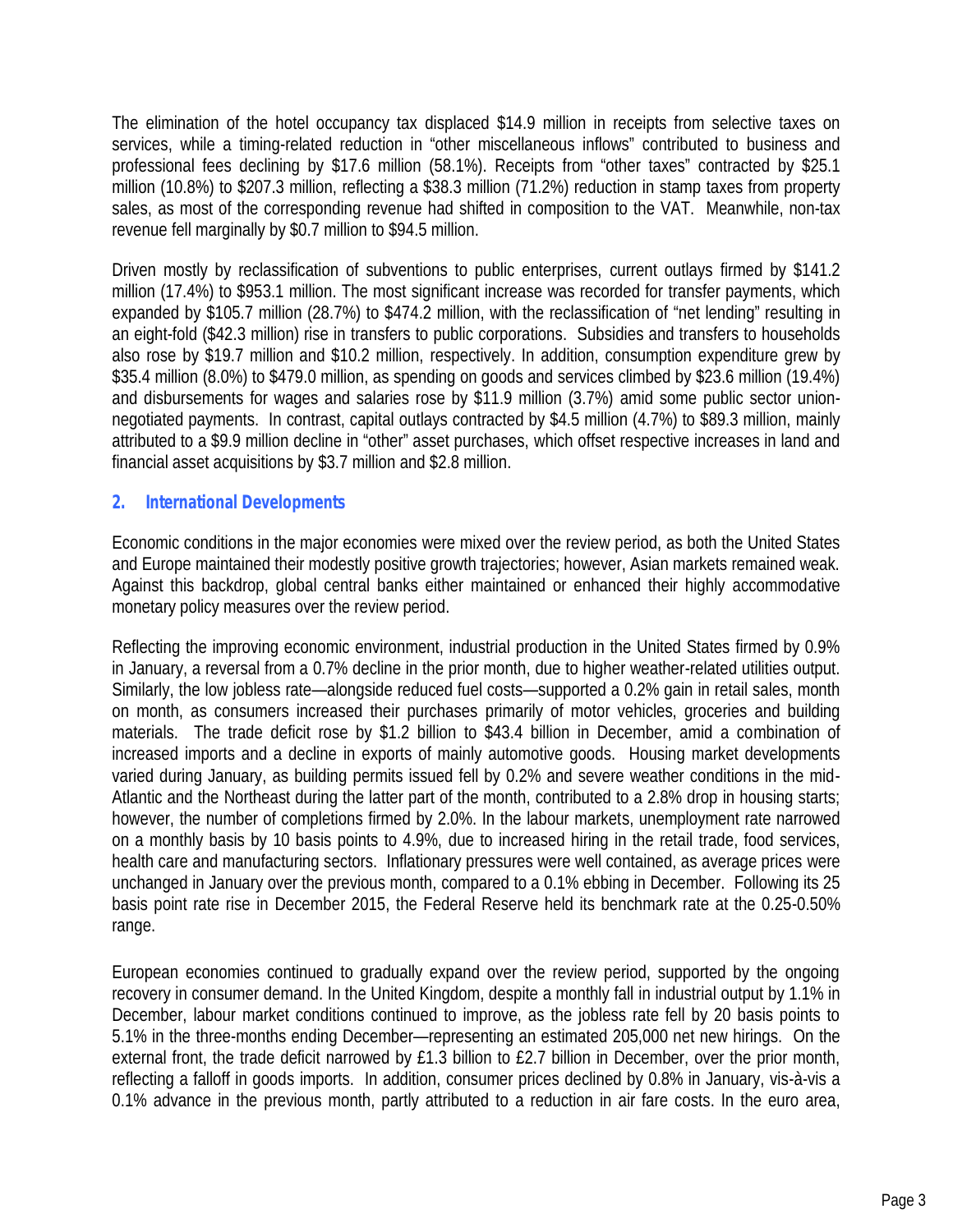The elimination of the hotel occupancy tax displaced $14.9 million in receipts from selective taxes on services, while a timing-related reduction in "other miscellaneous inflows" contributed to business and professional fees declining by $17.6 million (58.1%). Receipts from "other taxes" contracted by $25.1 million (10.8%) to $207.3 million, reflecting a $38.3 million (71.2%) reduction in stamp taxes from property sales, as most of the corresponding revenue had shifted in composition to the VAT. Meanwhile, non-tax revenue fell marginally by $0.7 million to $94.5 million.

Driven mostly by reclassification of subventions to public enterprises, current outlays firmed by $141.2 million (17.4%) to $953.1 million. The most significant increase was recorded for transfer payments, which expanded by $105.7 million (28.7%) to $474.2 million, with the reclassification of "net lending" resulting in an eight-fold ($42.3 million) rise in transfers to public corporations. Subsidies and transfers to households also rose by $19.7 million and $10.2 million, respectively. In addition, consumption expenditure grew by $35.4 million (8.0%) to $479.0 million, as spending on goods and services climbed by $23.6 million (19.4%) and disbursements for wages and salaries rose by $11.9 million (3.7%) amid some public sector union-negotiated payments. In contrast, capital outlays contracted by $4.5 million (4.7%) to $89.3 million, mainly attributed to a $9.9 million decline in "other" asset purchases, which offset respective increases in land and financial asset acquisitions by $3.7 million and $2.8 million.

### 2. International Developments

Economic conditions in the major economies were mixed over the review period, as both the United States and Europe maintained their modestly positive growth trajectories; however, Asian markets remained weak. Against this backdrop, global central banks either maintained or enhanced their highly accommodative monetary policy measures over the review period.

Reflecting the improving economic environment, industrial production in the United States firmed by 0.9% in January, a reversal from a 0.7% decline in the prior month, due to higher weather-related utilities output. Similarly, the low jobless rate—alongside reduced fuel costs—supported a 0.2% gain in retail sales, month on month, as consumers increased their purchases primarily of motor vehicles, groceries and building materials. The trade deficit rose by $1.2 billion to $43.4 billion in December, amid a combination of increased imports and a decline in exports of mainly automotive goods. Housing market developments varied during January, as building permits issued fell by 0.2% and severe weather conditions in the mid-Atlantic and the Northeast during the latter part of the month, contributed to a 2.8% drop in housing starts; however, the number of completions firmed by 2.0%. In the labour markets, unemployment rate narrowed on a monthly basis by 10 basis points to 4.9%, due to increased hiring in the retail trade, food services, health care and manufacturing sectors. Inflationary pressures were well contained, as average prices were unchanged in January over the previous month, compared to a 0.1% ebbing in December. Following its 25 basis point rate rise in December 2015, the Federal Reserve held its benchmark rate at the 0.25-0.50% range.

European economies continued to gradually expand over the review period, supported by the ongoing recovery in consumer demand. In the United Kingdom, despite a monthly fall in industrial output by 1.1% in December, labour market conditions continued to improve, as the jobless rate fell by 20 basis points to 5.1% in the three-months ending December—representing an estimated 205,000 net new hirings. On the external front, the trade deficit narrowed by £1.3 billion to £2.7 billion in December, over the prior month, reflecting a falloff in goods imports. In addition, consumer prices declined by 0.8% in January, vis-à-vis a 0.1% advance in the previous month, partly attributed to a reduction in air fare costs. In the euro area,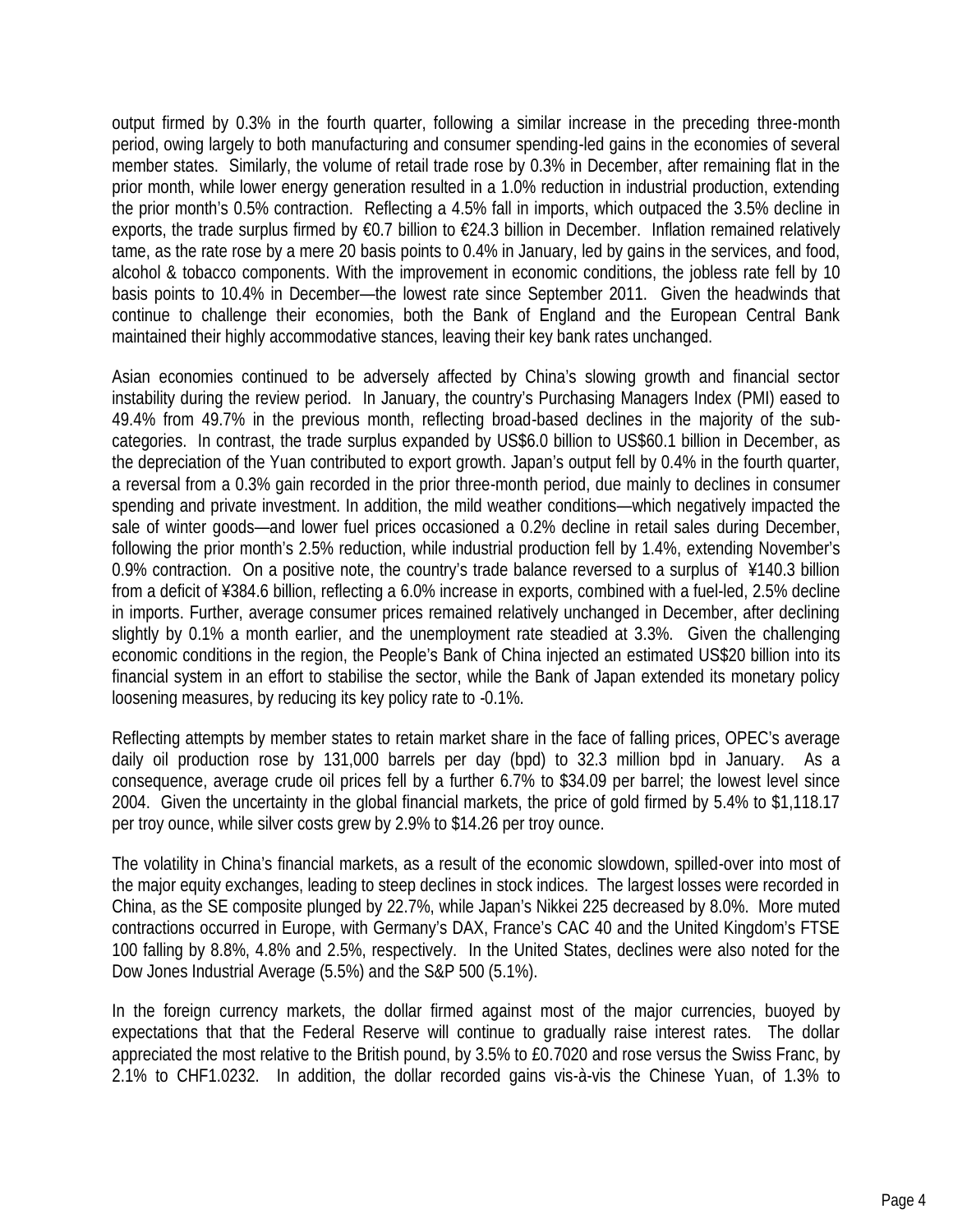output firmed by 0.3% in the fourth quarter, following a similar increase in the preceding three-month period, owing largely to both manufacturing and consumer spending-led gains in the economies of several member states. Similarly, the volume of retail trade rose by 0.3% in December, after remaining flat in the prior month, while lower energy generation resulted in a 1.0% reduction in industrial production, extending the prior month's 0.5% contraction. Reflecting a 4.5% fall in imports, which outpaced the 3.5% decline in exports, the trade surplus firmed by €0.7 billion to €24.3 billion in December. Inflation remained relatively tame, as the rate rose by a mere 20 basis points to 0.4% in January, led by gains in the services, and food, alcohol & tobacco components. With the improvement in economic conditions, the jobless rate fell by 10 basis points to 10.4% in December—the lowest rate since September 2011. Given the headwinds that continue to challenge their economies, both the Bank of England and the European Central Bank maintained their highly accommodative stances, leaving their key bank rates unchanged.

Asian economies continued to be adversely affected by China's slowing growth and financial sector instability during the review period. In January, the country's Purchasing Managers Index (PMI) eased to 49.4% from 49.7% in the previous month, reflecting broad-based declines in the majority of the sub-categories. In contrast, the trade surplus expanded by US$6.0 billion to US$60.1 billion in December, as the depreciation of the Yuan contributed to export growth. Japan's output fell by 0.4% in the fourth quarter, a reversal from a 0.3% gain recorded in the prior three-month period, due mainly to declines in consumer spending and private investment. In addition, the mild weather conditions—which negatively impacted the sale of winter goods—and lower fuel prices occasioned a 0.2% decline in retail sales during December, following the prior month's 2.5% reduction, while industrial production fell by 1.4%, extending November's 0.9% contraction. On a positive note, the country's trade balance reversed to a surplus of ¥140.3 billion from a deficit of ¥384.6 billion, reflecting a 6.0% increase in exports, combined with a fuel-led, 2.5% decline in imports. Further, average consumer prices remained relatively unchanged in December, after declining slightly by 0.1% a month earlier, and the unemployment rate steadied at 3.3%. Given the challenging economic conditions in the region, the People's Bank of China injected an estimated US$20 billion into its financial system in an effort to stabilise the sector, while the Bank of Japan extended its monetary policy loosening measures, by reducing its key policy rate to -0.1%.

Reflecting attempts by member states to retain market share in the face of falling prices, OPEC's average daily oil production rose by 131,000 barrels per day (bpd) to 32.3 million bpd in January. As a consequence, average crude oil prices fell by a further 6.7% to $34.09 per barrel; the lowest level since 2004. Given the uncertainty in the global financial markets, the price of gold firmed by 5.4% to $1,118.17 per troy ounce, while silver costs grew by 2.9% to $14.26 per troy ounce.

The volatility in China's financial markets, as a result of the economic slowdown, spilled-over into most of the major equity exchanges, leading to steep declines in stock indices. The largest losses were recorded in China, as the SE composite plunged by 22.7%, while Japan's Nikkei 225 decreased by 8.0%. More muted contractions occurred in Europe, with Germany's DAX, France's CAC 40 and the United Kingdom's FTSE 100 falling by 8.8%, 4.8% and 2.5%, respectively. In the United States, declines were also noted for the Dow Jones Industrial Average (5.5%) and the S&P 500 (5.1%).

In the foreign currency markets, the dollar firmed against most of the major currencies, buoyed by expectations that that the Federal Reserve will continue to gradually raise interest rates. The dollar appreciated the most relative to the British pound, by 3.5% to £0.7020 and rose versus the Swiss Franc, by 2.1% to CHF1.0232. In addition, the dollar recorded gains vis-à-vis the Chinese Yuan, of 1.3% to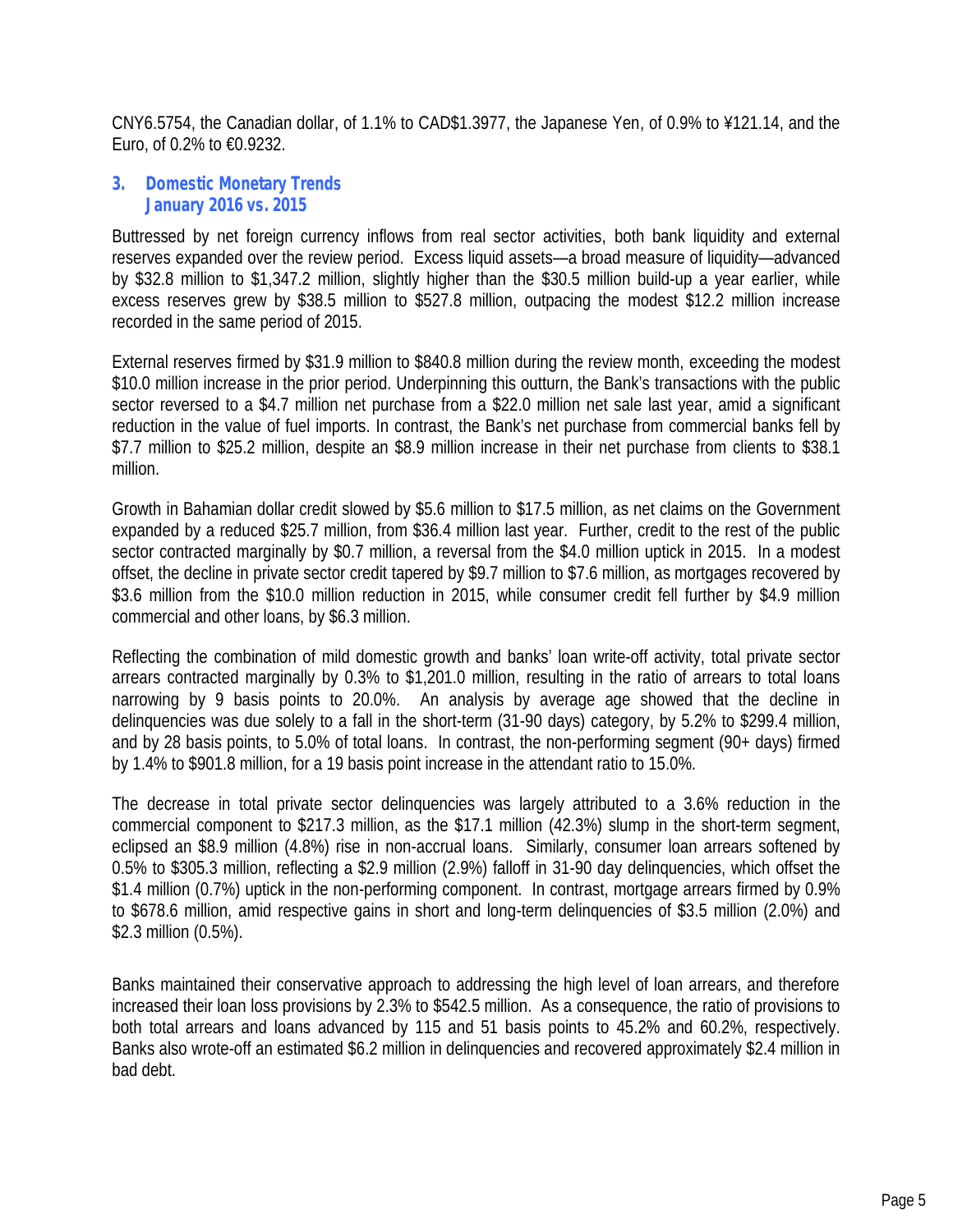CNY6.5754, the Canadian dollar, of 1.1% to CAD$1.3977, the Japanese Yen, of 0.9% to ¥121.14, and the Euro, of 0.2% to €0.9232.

### 3. Domestic Monetary Trends
### January 2016 vs. 2015

Buttressed by net foreign currency inflows from real sector activities, both bank liquidity and external reserves expanded over the review period. Excess liquid assets—a broad measure of liquidity—advanced by $32.8 million to $1,347.2 million, slightly higher than the $30.5 million build-up a year earlier, while excess reserves grew by $38.5 million to $527.8 million, outpacing the modest $12.2 million increase recorded in the same period of 2015.

External reserves firmed by $31.9 million to $840.8 million during the review month, exceeding the modest $10.0 million increase in the prior period. Underpinning this outturn, the Bank's transactions with the public sector reversed to a $4.7 million net purchase from a $22.0 million net sale last year, amid a significant reduction in the value of fuel imports. In contrast, the Bank's net purchase from commercial banks fell by $7.7 million to $25.2 million, despite an $8.9 million increase in their net purchase from clients to $38.1 million.

Growth in Bahamian dollar credit slowed by $5.6 million to $17.5 million, as net claims on the Government expanded by a reduced $25.7 million, from $36.4 million last year. Further, credit to the rest of the public sector contracted marginally by $0.7 million, a reversal from the $4.0 million uptick in 2015. In a modest offset, the decline in private sector credit tapered by $9.7 million to $7.6 million, as mortgages recovered by $3.6 million from the $10.0 million reduction in 2015, while consumer credit fell further by $4.9 million commercial and other loans, by $6.3 million.

Reflecting the combination of mild domestic growth and banks' loan write-off activity, total private sector arrears contracted marginally by 0.3% to $1,201.0 million, resulting in the ratio of arrears to total loans narrowing by 9 basis points to 20.0%. An analysis by average age showed that the decline in delinquencies was due solely to a fall in the short-term (31-90 days) category, by 5.2% to $299.4 million, and by 28 basis points, to 5.0% of total loans. In contrast, the non-performing segment (90+ days) firmed by 1.4% to $901.8 million, for a 19 basis point increase in the attendant ratio to 15.0%.

The decrease in total private sector delinquencies was largely attributed to a 3.6% reduction in the commercial component to $217.3 million, as the $17.1 million (42.3%) slump in the short-term segment, eclipsed an $8.9 million (4.8%) rise in non-accrual loans. Similarly, consumer loan arrears softened by 0.5% to $305.3 million, reflecting a $2.9 million (2.9%) falloff in 31-90 day delinquencies, which offset the $1.4 million (0.7%) uptick in the non-performing component. In contrast, mortgage arrears firmed by 0.9% to $678.6 million, amid respective gains in short and long-term delinquencies of $3.5 million (2.0%) and $2.3 million (0.5%).

Banks maintained their conservative approach to addressing the high level of loan arrears, and therefore increased their loan loss provisions by 2.3% to $542.5 million. As a consequence, the ratio of provisions to both total arrears and loans advanced by 115 and 51 basis points to 45.2% and 60.2%, respectively. Banks also wrote-off an estimated $6.2 million in delinquencies and recovered approximately $2.4 million in bad debt.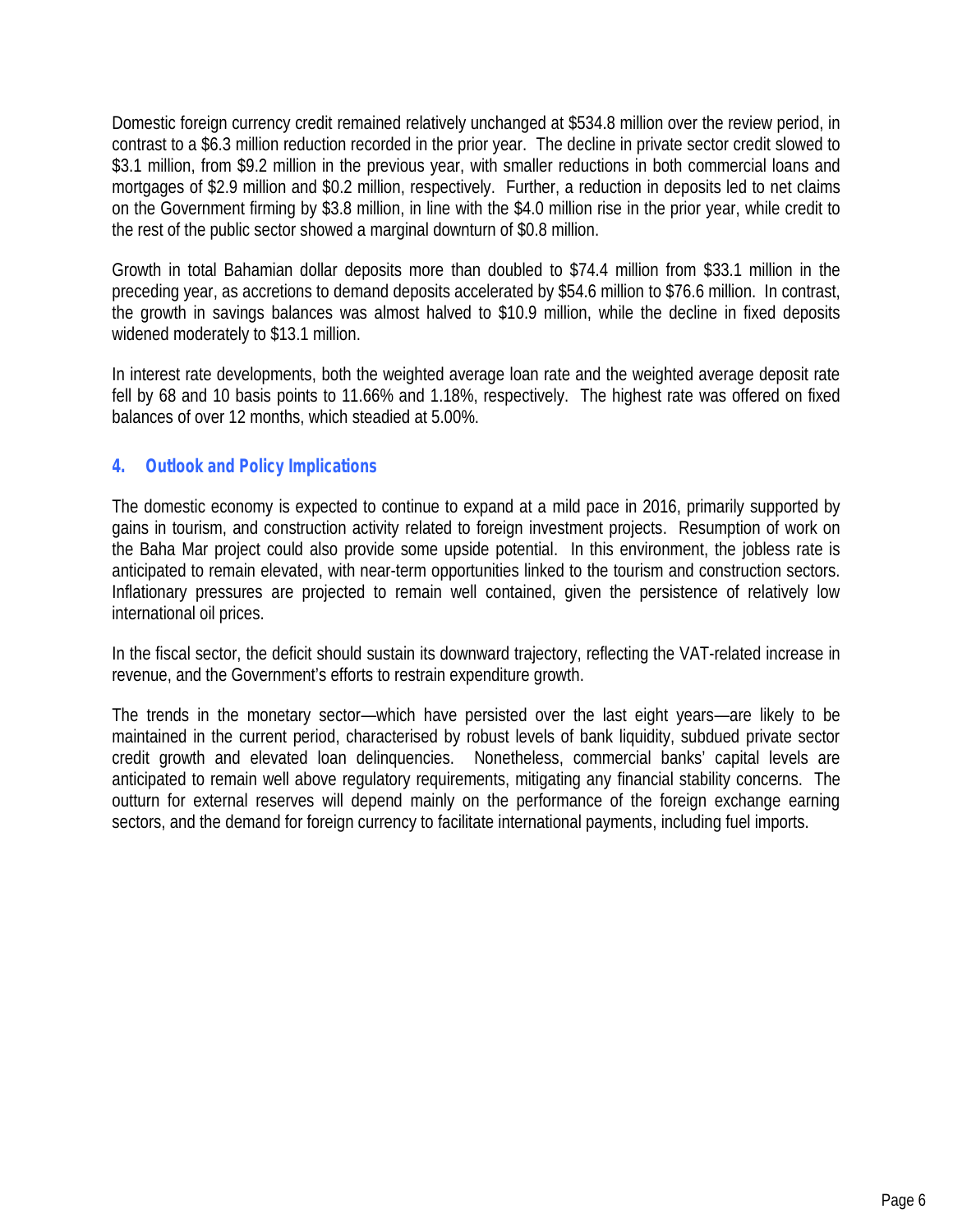Domestic foreign currency credit remained relatively unchanged at $534.8 million over the review period, in contrast to a $6.3 million reduction recorded in the prior year. The decline in private sector credit slowed to $3.1 million, from $9.2 million in the previous year, with smaller reductions in both commercial loans and mortgages of $2.9 million and $0.2 million, respectively. Further, a reduction in deposits led to net claims on the Government firming by $3.8 million, in line with the $4.0 million rise in the prior year, while credit to the rest of the public sector showed a marginal downturn of $0.8 million.

Growth in total Bahamian dollar deposits more than doubled to $74.4 million from $33.1 million in the preceding year, as accretions to demand deposits accelerated by $54.6 million to $76.6 million. In contrast, the growth in savings balances was almost halved to $10.9 million, while the decline in fixed deposits widened moderately to $13.1 million.

In interest rate developments, both the weighted average loan rate and the weighted average deposit rate fell by 68 and 10 basis points to 11.66% and 1.18%, respectively. The highest rate was offered on fixed balances of over 12 months, which steadied at 5.00%.

## 4. Outlook and Policy Implications

The domestic economy is expected to continue to expand at a mild pace in 2016, primarily supported by gains in tourism, and construction activity related to foreign investment projects. Resumption of work on the Baha Mar project could also provide some upside potential. In this environment, the jobless rate is anticipated to remain elevated, with near-term opportunities linked to the tourism and construction sectors. Inflationary pressures are projected to remain well contained, given the persistence of relatively low international oil prices.

In the fiscal sector, the deficit should sustain its downward trajectory, reflecting the VAT-related increase in revenue, and the Government's efforts to restrain expenditure growth.

The trends in the monetary sector—which have persisted over the last eight years—are likely to be maintained in the current period, characterised by robust levels of bank liquidity, subdued private sector credit growth and elevated loan delinquencies. Nonetheless, commercial banks' capital levels are anticipated to remain well above regulatory requirements, mitigating any financial stability concerns. The outturn for external reserves will depend mainly on the performance of the foreign exchange earning sectors, and the demand for foreign currency to facilitate international payments, including fuel imports.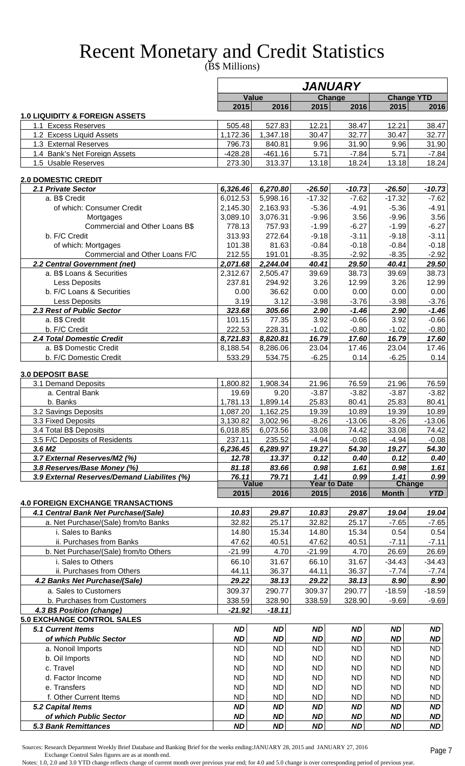# Recent Monetary and Credit Statistics

(B$ Millions)

| | JANUARY | | | | | |
|---|---|---|---|---|---|---|
| | Value | | Change | | Change YTD | |
| | 2015 | 2016 | 2015 | 2016 | 2015 | 2016 |
| **1.0 LIQUIDITY & FOREIGN ASSETS** | | | | | | |
| 1.1 Excess Reserves | 505.48 | 527.83 | 12.21 | 38.47 | 12.21 | 38.47 |
| 1.2 Excess Liquid Assets | 1,172.36 | 1,347.18 | 30.47 | 32.77 | 30.47 | 32.77 |
| 1.3 External Reserves | 796.73 | 840.81 | 9.96 | 31.90 | 9.96 | 31.90 |
| 1.4 Bank's Net Foreign Assets | -428.28 | -461.16 | 5.71 | -7.84 | 5.71 | -7.84 |
| 1.5 Usable Reserves | 273.30 | 313.37 | 13.18 | 18.24 | 13.18 | 18.24 |
| **2.0 DOMESTIC CREDIT** | | | | | | |
| ***2.1 Private Sector*** | ***6,326.46*** | ***6,270.80*** | ***-26.50*** | ***-10.73*** | ***-26.50*** | ***-10.73*** |
| a. B$ Credit | 6,012.53 | 5,998.16 | -17.32 | -7.62 | -17.32 | -7.62 |
| of which: Consumer Credit | 2,145.30 | 2,163.93 | -5.36 | -4.91 | -5.36 | -4.91 |
| Mortgages | 3,089.10 | 3,076.31 | -9.96 | 3.56 | -9.96 | 3.56 |
| Commercial and Other Loans B$ | 778.13 | 757.93 | -1.99 | -6.27 | -1.99 | -6.27 |
| b. F/C Credit | 313.93 | 272.64 | -9.18 | -3.11 | -9.18 | -3.11 |
| of which: Mortgages | 101.38 | 81.63 | -0.84 | -0.18 | -0.84 | -0.18 |
| Commercial and Other Loans F/C | 212.55 | 191.01 | -8.35 | -2.92 | -8.35 | -2.92 |
| ***2.2 Central Government (net)*** | ***2,071.68*** | ***2,244.04*** | ***40.41*** | ***29.50*** | ***40.41*** | ***29.50*** |
| a. B$ Loans & Securities | 2,312.67 | 2,505.47 | 39.69 | 38.73 | 39.69 | 38.73 |
| Less Deposits | 237.81 | 294.92 | 3.26 | 12.99 | 3.26 | 12.99 |
| b. F/C Loans & Securities | 0.00 | 36.62 | 0.00 | 0.00 | 0.00 | 0.00 |
| Less Deposits | 3.19 | 3.12 | -3.98 | -3.76 | -3.98 | -3.76 |
| ***2.3 Rest of Public Sector*** | ***323.68*** | ***305.66*** | ***2.90*** | ***-1.46*** | ***2.90*** | ***-1.46*** |
| a. B$ Credit | 101.15 | 77.35 | 3.92 | -0.66 | 3.92 | -0.66 |
| b. F/C Credit | 222.53 | 228.31 | -1.02 | -0.80 | -1.02 | -0.80 |
| ***2.4 Total Domestic Credit*** | ***8,721.83*** | ***8,820.81*** | ***16.79*** | ***17.60*** | ***16.79*** | ***17.60*** |
| a. B$ Domestic Credit | 8,188.54 | 8,286.06 | 23.04 | 17.46 | 23.04 | 17.46 |
| b. F/C Domestic Credit | 533.29 | 534.75 | -6.25 | 0.14 | -6.25 | 0.14 |
| **3.0 DEPOSIT BASE** | | | | | | |
| 3.1 Demand Deposits | 1,800.82 | 1,908.34 | 21.96 | 76.59 | 21.96 | 76.59 |
| a. Central Bank | 19.69 | 9.20 | -3.87 | -3.82 | -3.87 | -3.82 |
| b. Banks | 1,781.13 | 1,899.14 | 25.83 | 80.41 | 25.83 | 80.41 |
| 3.2 Savings Deposits | 1,087.20 | 1,162.25 | 19.39 | 10.89 | 19.39 | 10.89 |
| 3.3 Fixed Deposits | 3,130.82 | 3,002.96 | -8.26 | -13.06 | -8.26 | -13.06 |
| 3.4 Total B$ Deposits | 6,018.85 | 6,073.56 | 33.08 | 74.42 | 33.08 | 74.42 |
| 3.5 F/C Deposits of Residents | 237.11 | 235.52 | -4.94 | -0.08 | -4.94 | -0.08 |
| ***3.6 M2*** | ***6,236.45*** | ***6,289.97*** | ***19.27*** | ***54.30*** | ***19.27*** | ***54.30*** |
| ***3.7 External Reserves/M2 (%)*** | ***12.78*** | ***13.37*** | ***0.12*** | ***0.40*** | ***0.12*** | ***0.40*** |
| ***3.8 Reserves/Base Money (%)*** | ***81.18*** | ***83.66*** | ***0.98*** | ***1.61*** | ***0.98*** | ***1.61*** |
| ***3.9 External Reserves/Demand Liabilites (%)*** | ***76.11*** | ***79.71*** | ***1.41*** | ***0.99*** | ***1.41*** | ***0.99*** |

| | Value | | Year to Date | | Change | |
|---|---|---|---|---|---|---|
| | 2015 | 2016 | 2015 | 2016 | Month | YTD |
| **4.0 FOREIGN EXCHANGE TRANSACTIONS** | | | | | | |
| ***4.1 Central Bank Net Purchase/(Sale)*** | ***10.83*** | ***29.87*** | ***10.83*** | ***29.87*** | ***19.04*** | ***19.04*** |
| a. Net Purchase/(Sale) from/to Banks | 32.82 | 25.17 | 32.82 | 25.17 | -7.65 | -7.65 |
| i. Sales to Banks | 14.80 | 15.34 | 14.80 | 15.34 | 0.54 | 0.54 |
| ii. Purchases from Banks | 47.62 | 40.51 | 47.62 | 40.51 | -7.11 | -7.11 |
| b. Net Purchase/(Sale) from/to Others | -21.99 | 4.70 | -21.99 | 4.70 | 26.69 | 26.69 |
| i. Sales to Others | 66.10 | 31.67 | 66.10 | 31.67 | -34.43 | -34.43 |
| ii. Purchases from Others | 44.11 | 36.37 | 44.11 | 36.37 | -7.74 | -7.74 |
| ***4.2 Banks Net Purchase/(Sale)*** | ***29.22*** | ***38.13*** | ***29.22*** | ***38.13*** | ***8.90*** | ***8.90*** |
| a. Sales to Customers | 309.37 | 290.77 | 309.37 | 290.77 | -18.59 | -18.59 |
| b. Purchases from Customers | 338.59 | 328.90 | 338.59 | 328.90 | -9.69 | -9.69 |
| ***4.3 B$ Position (change)*** | ***-21.92*** | ***-18.11*** | | | | |
| **5.0 EXCHANGE CONTROL SALES** | | | | | | |
| ***5.1 Current Items*** | ***ND*** | ***ND*** | ***ND*** | ***ND*** | ***ND*** | ***ND*** |
| ***of which Public Sector*** | ***ND*** | ***ND*** | ***ND*** | ***ND*** | ***ND*** | ***ND*** |
| a. Nonoil Imports | ND | ND | ND | ND | ND | ND |
| b. Oil Imports | ND | ND | ND | ND | ND | ND |
| c. Travel | ND | ND | ND | ND | ND | ND |
| d. Factor Income | ND | ND | ND | ND | ND | ND |
| e. Transfers | ND | ND | ND | ND | ND | ND |
| f. Other Current Items | ND | ND | ND | ND | ND | ND |
| ***5.2 Capital Items*** | ***ND*** | ***ND*** | ***ND*** | ***ND*** | ***ND*** | ***ND*** |
| ***of which Public Sector*** | ***ND*** | ***ND*** | ***ND*** | ***ND*** | ***ND*** | ***ND*** |
| ***5.3 Bank Remittances*** | ***ND*** | ***ND*** | ***ND*** | ***ND*** | ***ND*** | ***ND*** |

Sources: Research Department Weekly Brief Database and Banking Brief for the weeks ending:JANUARY 28, 2015 and JANUARY 27, 2016
Exchange Control Sales figures are as at month end.

Notes: 1.0, 2.0 and 3.0 YTD change reflects change of current month over previous year end; for 4.0 and 5.0 change is over corresponding period of previous year.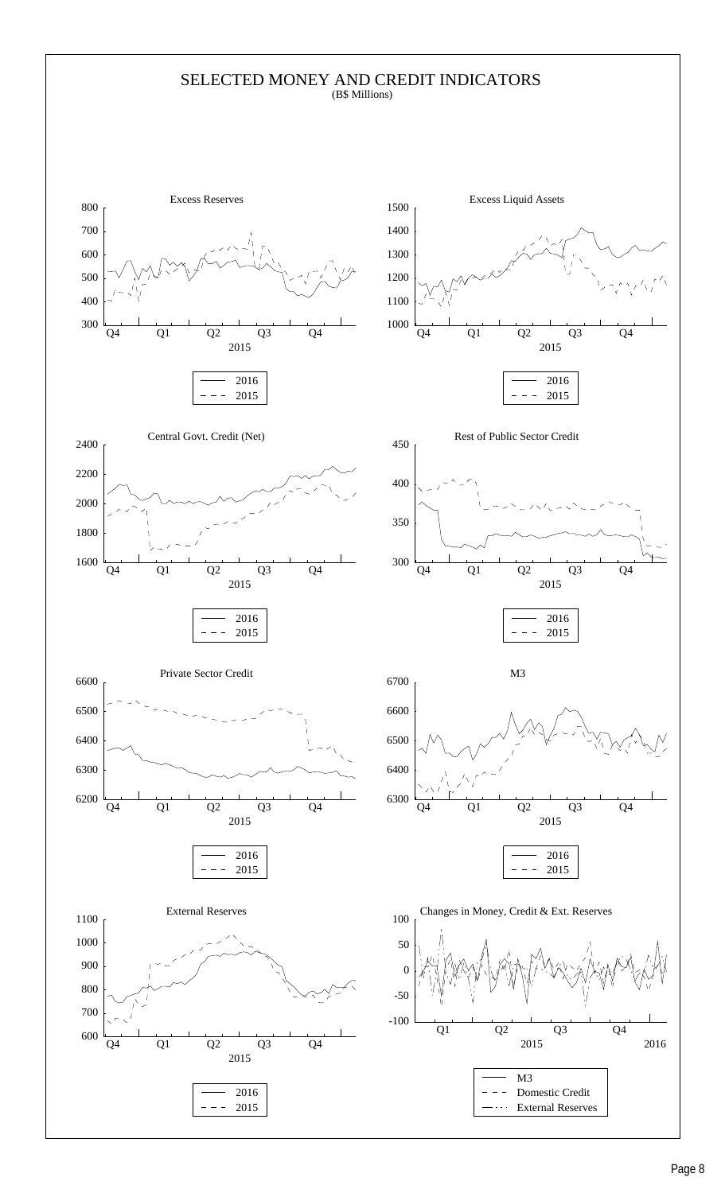# SELECTED MONEY AND CREDIT INDICATORS

(B$ Millions)

**Excess Reserves**

Legend: 2016, 2015

**Excess Liquid Assets**

Legend: 2016, 2015

**Central Govt. Credit (Net)**

Legend: 2016, 2015

**Rest of Public Sector Credit**

Legend: 2016, 2015

**Private Sector Credit**

Legend: 2016, 2015

**M3**

Legend: 2016, 2015

**External Reserves**

Legend: 2016, 2015

**Changes in Money, Credit & Ext. Reserves**

Legend: M3, Domestic Credit, External Reserves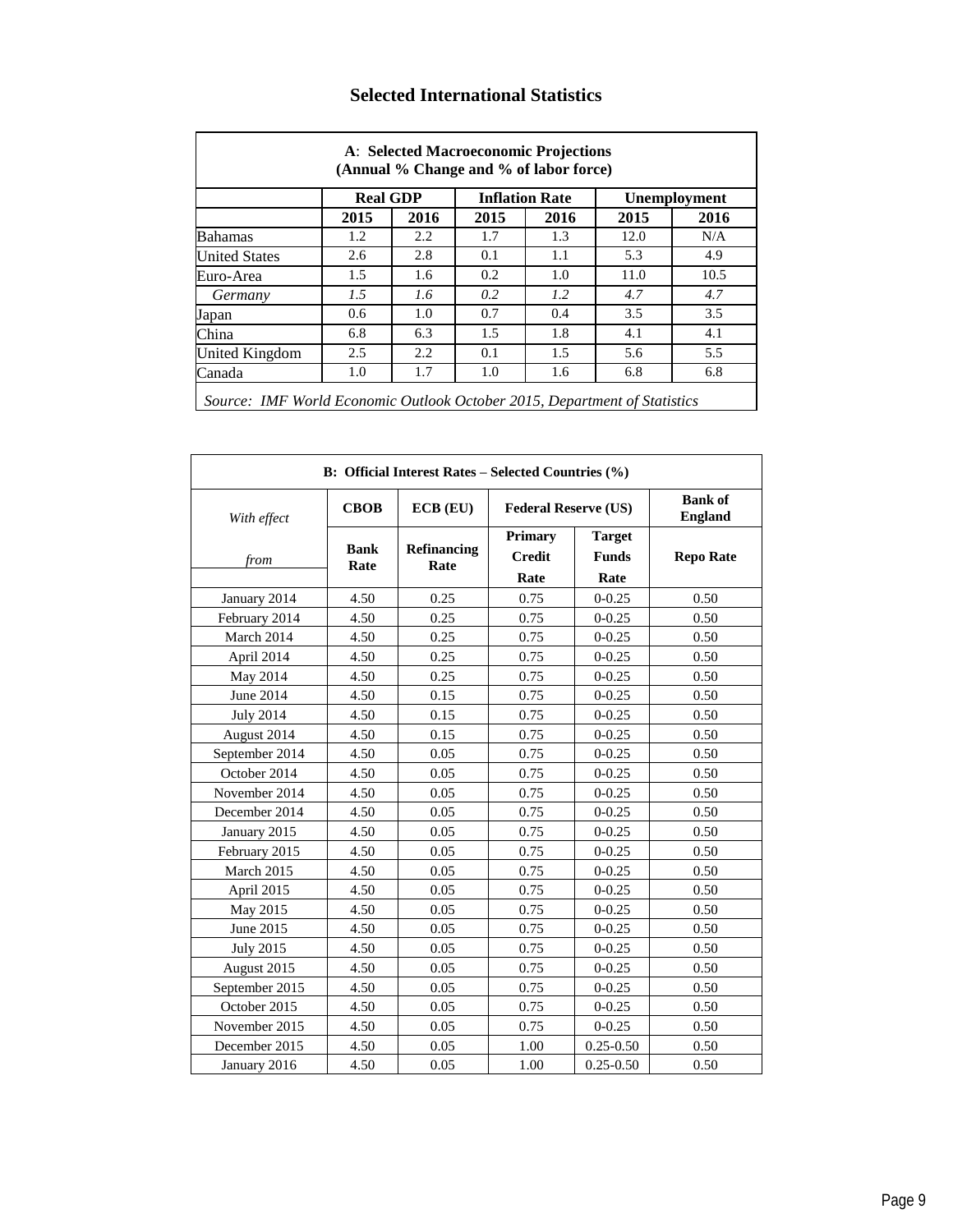# Selected International Statistics

| A: Selected Macroeconomic Projections (Annual % Change and % of labor force) | | | | | | |
|---|---|---|---|---|---|---|
| | **Real GDP** | | **Inflation Rate** | | **Unemployment** | |
| | **2015** | **2016** | **2015** | **2016** | **2015** | **2016** |
| Bahamas | 1.2 | 2.2 | 1.7 | 1.3 | 12.0 | N/A |
| United States | 2.6 | 2.8 | 0.1 | 1.1 | 5.3 | 4.9 |
| Euro-Area | 1.5 | 1.6 | 0.2 | 1.0 | 11.0 | 10.5 |
| *Germany* | *1.5* | *1.6* | *0.2* | *1.2* | *4.7* | *4.7* |
| Japan | 0.6 | 1.0 | 0.7 | 0.4 | 3.5 | 3.5 |
| China | 6.8 | 6.3 | 1.5 | 1.8 | 4.1 | 4.1 |
| United Kingdom | 2.5 | 2.2 | 0.1 | 1.5 | 5.6 | 5.5 |
| Canada | 1.0 | 1.7 | 1.0 | 1.6 | 6.8 | 6.8 |

*Source: IMF World Economic Outlook October 2015, Department of Statistics*

| B: Official Interest Rates – Selected Countries (%) | | | | | |
|---|---|---|---|---|---|
| *With effect* | **CBOB** | **ECB (EU)** | **Federal Reserve (US)** | | **Bank of England** |
| *from* | **Bank Rate** | **Refinancing Rate** | **Primary Credit Rate** | **Target Funds Rate** | **Repo Rate** |
| January 2014 | 4.50 | 0.25 | 0.75 | 0-0.25 | 0.50 |
| February 2014 | 4.50 | 0.25 | 0.75 | 0-0.25 | 0.50 |
| March 2014 | 4.50 | 0.25 | 0.75 | 0-0.25 | 0.50 |
| April 2014 | 4.50 | 0.25 | 0.75 | 0-0.25 | 0.50 |
| May 2014 | 4.50 | 0.25 | 0.75 | 0-0.25 | 0.50 |
| June 2014 | 4.50 | 0.15 | 0.75 | 0-0.25 | 0.50 |
| July 2014 | 4.50 | 0.15 | 0.75 | 0-0.25 | 0.50 |
| August 2014 | 4.50 | 0.15 | 0.75 | 0-0.25 | 0.50 |
| September 2014 | 4.50 | 0.05 | 0.75 | 0-0.25 | 0.50 |
| October 2014 | 4.50 | 0.05 | 0.75 | 0-0.25 | 0.50 |
| November 2014 | 4.50 | 0.05 | 0.75 | 0-0.25 | 0.50 |
| December 2014 | 4.50 | 0.05 | 0.75 | 0-0.25 | 0.50 |
| January 2015 | 4.50 | 0.05 | 0.75 | 0-0.25 | 0.50 |
| February 2015 | 4.50 | 0.05 | 0.75 | 0-0.25 | 0.50 |
| March 2015 | 4.50 | 0.05 | 0.75 | 0-0.25 | 0.50 |
| April 2015 | 4.50 | 0.05 | 0.75 | 0-0.25 | 0.50 |
| May 2015 | 4.50 | 0.05 | 0.75 | 0-0.25 | 0.50 |
| June 2015 | 4.50 | 0.05 | 0.75 | 0-0.25 | 0.50 |
| July 2015 | 4.50 | 0.05 | 0.75 | 0-0.25 | 0.50 |
| August 2015 | 4.50 | 0.05 | 0.75 | 0-0.25 | 0.50 |
| September 2015 | 4.50 | 0.05 | 0.75 | 0-0.25 | 0.50 |
| October 2015 | 4.50 | 0.05 | 0.75 | 0-0.25 | 0.50 |
| November 2015 | 4.50 | 0.05 | 0.75 | 0-0.25 | 0.50 |
| December 2015 | 4.50 | 0.05 | 1.00 | 0.25-0.50 | 0.50 |
| January 2016 | 4.50 | 0.05 | 1.00 | 0.25-0.50 | 0.50 |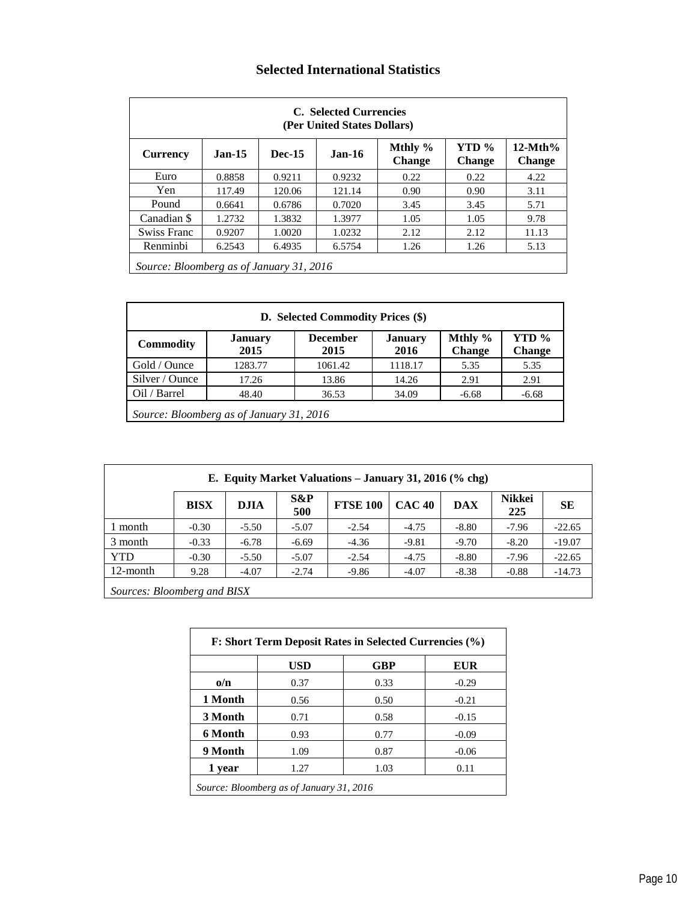# Selected International Statistics

| C. Selected Currencies (Per United States Dollars) | | | | | | |
|---|---|---|---|---|---|---|
| **Currency** | **Jan-15** | **Dec-15** | **Jan-16** | **Mthly % Change** | **YTD % Change** | **12-Mth% Change** |
| Euro | 0.8858 | 0.9211 | 0.9232 | 0.22 | 0.22 | 4.22 |
| Yen | 117.49 | 120.06 | 121.14 | 0.90 | 0.90 | 3.11 |
| Pound | 0.6641 | 0.6786 | 0.7020 | 3.45 | 3.45 | 5.71 |
| Canadian $ | 1.2732 | 1.3832 | 1.3977 | 1.05 | 1.05 | 9.78 |
| Swiss Franc | 0.9207 | 1.0020 | 1.0232 | 2.12 | 2.12 | 11.13 |
| Renminbi | 6.2543 | 6.4935 | 6.5754 | 1.26 | 1.26 | 5.13 |

*Source: Bloomberg as of January 31, 2016*

| D. Selected Commodity Prices ($) | | | | | |
|---|---|---|---|---|---|
| **Commodity** | **January 2015** | **December 2015** | **January 2016** | **Mthly % Change** | **YTD % Change** |
| Gold / Ounce | 1283.77 | 1061.42 | 1118.17 | 5.35 | 5.35 |
| Silver / Ounce | 17.26 | 13.86 | 14.26 | 2.91 | 2.91 |
| Oil / Barrel | 48.40 | 36.53 | 34.09 | -6.68 | -6.68 |

*Source: Bloomberg as of January 31, 2016*

| E. Equity Market Valuations – January 31, 2016 (% chg) | | | | | | | | |
|---|---|---|---|---|---|---|---|---|
| | **BISX** | **DJIA** | **S&P 500** | **FTSE 100** | **CAC 40** | **DAX** | **Nikkei 225** | **SE** |
| 1 month | -0.30 | -5.50 | -5.07 | -2.54 | -4.75 | -8.80 | -7.96 | -22.65 |
| 3 month | -0.33 | -6.78 | -6.69 | -4.36 | -9.81 | -9.70 | -8.20 | -19.07 |
| YTD | -0.30 | -5.50 | -5.07 | -2.54 | -4.75 | -8.80 | -7.96 | -22.65 |
| 12-month | 9.28 | -4.07 | -2.74 | -9.86 | -4.07 | -8.38 | -0.88 | -14.73 |

*Sources: Bloomberg and BISX*

| F: Short Term Deposit Rates in Selected Currencies (%) | | | |
|---|---|---|---|
| | **USD** | **GBP** | **EUR** |
| **o/n** | 0.37 | 0.33 | -0.29 |
| **1 Month** | 0.56 | 0.50 | -0.21 |
| **3 Month** | 0.71 | 0.58 | -0.15 |
| **6 Month** | 0.93 | 0.77 | -0.09 |
| **9 Month** | 1.09 | 0.87 | -0.06 |
| **1 year** | 1.27 | 1.03 | 0.11 |

*Source: Bloomberg as of January 31, 2016*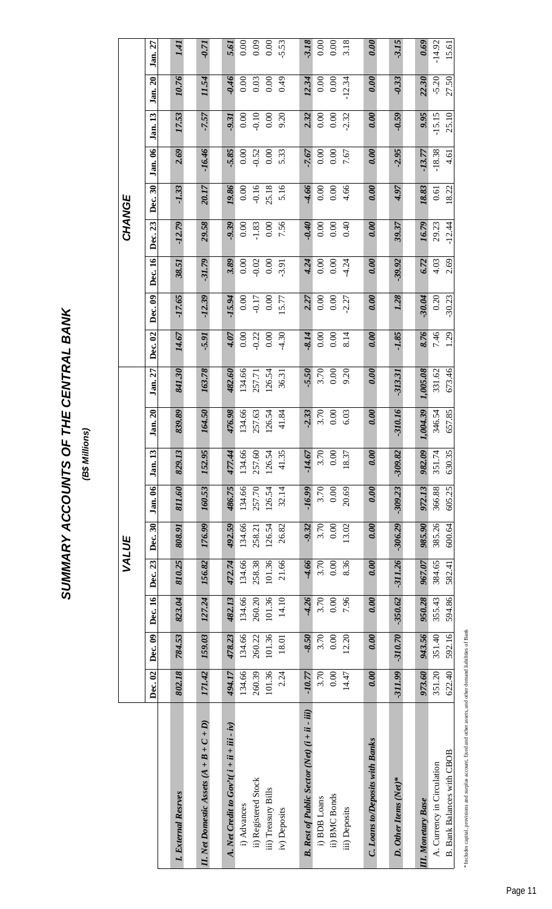# SUMMARY ACCOUNTS OF THE CENTRAL BANK

***(B$ Millions)***

| | VALUE | | | | | | | | | CHANGE | | | | | | | | |
|---|---|---|---|---|---|---|---|---|---|---|---|---|---|---|---|---|---|---|
| | Dec. 02 | Dec. 09 | Dec. 16 | Dec. 23 | Dec. 30 | Jan. 06 | Jan. 13 | Jan. 20 | Jan. 27 | Dec. 02 | Dec. 09 | Dec. 16 | Dec. 23 | Dec. 30 | Jan. 06 | Jan. 13 | Jan. 20 | Jan. 27 |
| ***I. External Resrves*** | ***802.18*** | ***784.53*** | ***823.04*** | ***810.25*** | ***808.91*** | ***811.60*** | ***829.13*** | ***839.89*** | ***841.30*** | ***14.67*** | ***-17.65*** | ***38.51*** | ***-12.79*** | ***-1.33*** | ***2.69*** | ***17.53*** | ***10.76*** | ***1.41*** |
| ***II. Net Domestic Assets (A + B + C + D)*** | ***171.42*** | ***159.03*** | ***127.24*** | ***156.82*** | ***176.99*** | ***160.53*** | ***152.95*** | ***164.50*** | ***163.78*** | ***-5.91*** | ***-12.39*** | ***-31.79*** | ***29.58*** | ***20.17*** | ***-16.46*** | ***-7.57*** | ***11.54*** | ***-0.71*** |
| ***A. Net Credit to Gov't( i + ii + iii - iv)*** | ***494.17*** | ***478.23*** | ***482.13*** | ***472.74*** | ***492.59*** | ***486.75*** | ***477.44*** | ***476.98*** | ***482.60*** | ***4.07*** | ***-15.94*** | ***3.89*** | ***-9.39*** | ***19.86*** | ***-5.85*** | ***-9.31*** | ***-0.46*** | ***5.61*** |
| i) Advances | 134.66 | 134.66 | 134.66 | 134.66 | 134.66 | 134.66 | 134.66 | 134.66 | 134.66 | 0.00 | 0.00 | 0.00 | 0.00 | 0.00 | 0.00 | 0.00 | 0.00 | 0.00 |
| ii) Registered Stock | 260.39 | 260.22 | 260.20 | 258.38 | 258.21 | 257.70 | 257.60 | 257.63 | 257.71 | -0.22 | -0.17 | -0.02 | -1.83 | -0.16 | -0.52 | -0.10 | 0.03 | 0.09 |
| iii) Treasury Bills | 101.36 | 101.36 | 101.36 | 101.36 | 126.54 | 126.54 | 126.54 | 126.54 | 126.54 | 0.00 | 0.00 | 0.00 | 0.00 | 25.18 | 0.00 | 0.00 | 0.00 | 0.00 |
| iv) Deposits | 2.24 | 18.01 | 14.10 | 21.66 | 26.82 | 32.14 | 41.35 | 41.84 | 36.31 | -4.30 | 15.77 | -3.91 | 7.56 | 5.16 | 5.33 | 9.20 | 0.49 | -5.53 |
| ***B. Rest of Public Sector (Net) (i + ii - iii)*** | ***-10.77*** | ***-8.50*** | ***-4.26*** | ***-4.66*** | ***-9.32*** | ***-16.99*** | ***-14.67*** | ***-2.33*** | ***-5.50*** | ***-8.14*** | ***2.27*** | ***4.24*** | ***-0.40*** | ***-4.66*** | ***-7.67*** | ***2.32*** | ***12.34*** | ***-3.18*** |
| i) BDB Loans | 3.70 | 3.70 | 3.70 | 3.70 | 3.70 | 3.70 | 3.70 | 3.70 | 3.70 | 0.00 | 0.00 | 0.00 | 0.00 | 0.00 | 0.00 | 0.00 | 0.00 | 0.00 |
| ii) BMC Bonds | 0.00 | 0.00 | 0.00 | 0.00 | 0.00 | 0.00 | 0.00 | 0.00 | 0.00 | 0.00 | 0.00 | 0.00 | 0.00 | 0.00 | 0.00 | 0.00 | 0.00 | 0.00 |
| iii) Deposits | 14.47 | 12.20 | 7.96 | 8.36 | 13.02 | 20.69 | 18.37 | 6.03 | 9.20 | 8.14 | -2.27 | -4.24 | 0.40 | 4.66 | 7.67 | -2.32 | -12.34 | 3.18 |
| ***C. Loans to/Deposits with Banks*** | ***0.00*** | ***0.00*** | ***0.00*** | ***0.00*** | ***0.00*** | ***0.00*** | ***0.00*** | ***0.00*** | ***0.00*** | ***0.00*** | ***0.00*** | ***0.00*** | ***0.00*** | ***0.00*** | ***0.00*** | ***0.00*** | ***0.00*** | ***0.00*** |
| ***D. Other Items (Net)**** | ***-311.99*** | ***-310.70*** | ***-350.62*** | ***-311.26*** | ***-306.29*** | ***-309.23*** | ***-309.82*** | ***-310.16*** | ***-313.31*** | ***-1.85*** | ***1.28*** | ***-39.92*** | ***39.37*** | ***4.97*** | ***-2.95*** | ***-0.59*** | ***-0.33*** | ***-3.15*** |
| ***III. Monetary Base*** | ***973.60*** | ***943.56*** | ***950.28*** | ***967.07*** | ***985.90*** | ***972.13*** | ***982.09*** | ***1,004.39*** | ***1,005.08*** | ***8.76*** | ***-30.04*** | ***6.72*** | ***16.79*** | ***18.83*** | ***-13.77*** | ***9.95*** | ***22.30*** | ***0.69*** |
| A. Currency in Circulation | 351.20 | 351.40 | 355.43 | 384.65 | 385.26 | 366.88 | 351.74 | 346.54 | 331.62 | 7.46 | 0.20 | 4.03 | 29.23 | 0.61 | -18.38 | -15.15 | -5.20 | -14.92 |
| B. Bank Balances with CBOB | 622.40 | 592.16 | 594.86 | 582.41 | 600.64 | 605.25 | 630.35 | 657.85 | 673.46 | 1.29 | -30.23 | 2.69 | -12.44 | 18.22 | 4.61 | 25.10 | 27.50 | 15.61 |

* Includes capital, provisions and surplus account, fixed and other assets, and other demand liabilities of Bank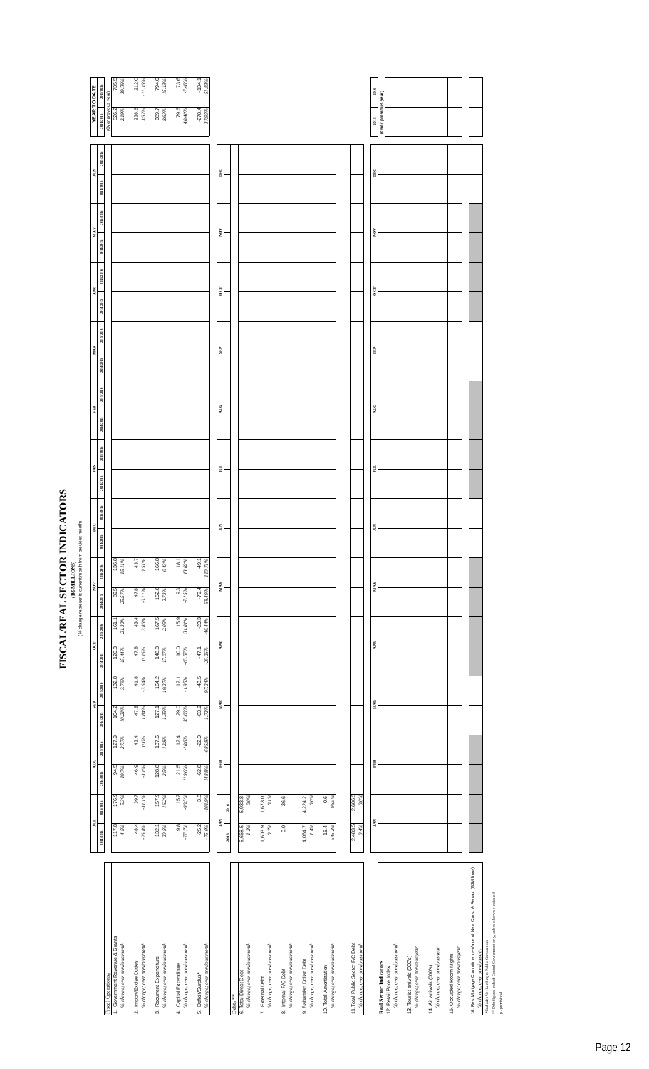# FISCAL/REAL SECTOR INDICATORS

**(B$ MILLIONS)**

(% change represents current month from previous month)

| Fiscal Operations | JUL 2014/2015 | JUL 2015/2016 | AUG 2014/2015 | AUG 2015/2016 | SEP 2014/2015 | SEP 2015/2016 | OCT 2014/2015 | OCT 2015/2016 | NOV 2014/2015 | NOV 2015/2016 | DEC 2014/2015 | DEC 2015/2016 | JAN 2014/2015 | JAN 2015/2016 | FEB 2014/2015 | FEB 2015/2016 | MAR 2014/2015 | MAR 2015/2016 | APR 2014/2015 | APR 2015/2016 | MAY 2014/2015 | MAY 2015/2016 | JUN 2014/2015 | JUN 2015/2016 | YEAR TO DATE 2014/2015 | YEAR TO DATE 2015/2016 |
|---|---|---|---|---|---|---|---|---|---|---|---|---|---|---|---|---|---|---|---|---|---|---|---|---|---|---|
| | | | | | | | | | | | | | | | | | | | | | | | | | (Over previous year) | |
| 1. Government Revenue & Grants | 117.8 | 176.9 | 94.5 | 127.9 | 104.2 | 132.8 | 120.3 | 161.1 | 89.5 | 136.8 | | | | | | | | | | | | | | | 526.2 | 735.5 |
| *% change; over previous month* | *-4.3%* | *5.3%* | *-19.7%* | *-27.7%* | *10.2%* | *3.79%* | *15.44%* | *21.32%* | *-25.57%* | *-15.11%* | | | | | | | | | | | | | | | *2.19%* | *39.76%* |
| 2. Import/Excise Duties | 48.4 | 39.7 | 46.9 | 43.4 | 47.8 | 41.8 | 47.8 | 43.4 | 47.8 | 43.7 | | | | | | | | | | | | | | | 238.6 | 212.0 |
| *% change; over previous month* | *-26.8%* | *-31.1%* | *-3.1%* | *0.0%* | *1.84%* | *-3.64%* | *0.16%* | *3.85%* | *-0.11%* | *0.51%* | | | | | | | | | | | | | | | *3.57%* | *-11.15%* |
| 3. Recurrent Expenditure | 132.1 | 157.9 | 128.8 | 137.6 | 127.1 | 164.2 | 148.8 | 167.5 | 152.8 | 166.8 | | | | | | | | | | | | | | | 689.7 | 794.0 |
| *% change; over previous month* | *-20.3%* | *-16.2%* | *-2.5%* | *-12.8%* | *-1.35%* | *19.27%* | *17.07%* | *2.03%* | *2.73%* | *-0.40%* | | | | | | | | | | | | | | | *8.63%* | *15.13%* |
| 4. Capital Expenditure | 9.8 | 15.2 | 21.5 | 12.4 | 29.0 | 12.1 | 10.0 | 15.9 | 9.3 | 18.1 | | | | | | | | | | | | | | | 79.6 | 73.6 |
| *% change; over previous month* | *-77.7%* | *-90.5%* | *119.6%* | *-18.8%* | *35.00%* | *-1.95%* | *-65.37%* | *31.01%* | *-7.15%* | *13.82%* | | | | | | | | | | | | | | | *40.40%* | *-7.48%* |
| 5. Deficit/Surplus* | -25.2 | 3.8 | -62.8 | -22.0 | -63.9 | -43.5 | -47.1 | -23.3 | -79.4 | -49.1 | | | | | | | | | | | | | | | -278.4 | -134.1 |
| *% change; over previous month* | *-75.0%* | *-101.9%* | *148.8%* | *-685.8%* | *1.72%* | *97.24%* | *-26.26%* | *-46.44%* | *68.49%* | *110.71%* | | | | | | | | | | | | | | | *37.93%* | *-51.83%* |

| Debt *** | JAN 2015 | JAN 2016 | FEB | MAR | APR | MAY | JUN | JUL | AUG | SEP | OCT | NOV | DEC |
|---|---|---|---|---|---|---|---|---|---|---|---|---|---|
| 6. Total Direct Debt | 5,668.5 | 5,933.8 | | | | | | | | | | | |
| *% change; over previous month* | *1.2%* | *0.0%* | | | | | | | | | | | |
| 7. External Debt | 1,603.9 | 1,673.0 | | | | | | | | | | | |
| *% change; over previous month* | *0.7%* | *0.1%* | | | | | | | | | | | |
| 8. Internal F/C Debt | 0.0 | 36.6 | | | | | | | | | | | |
| *% change; over previous month* | | | | | | | | | | | | | |
| 9. Bahamian Dollar Debt | 4,064.7 | 4,224.2 | | | | | | | | | | | |
| *% change; over previous month* | *1.4%* | *0.0%* | | | | | | | | | | | |
| 10. Total Amortization | 15.4 | 0.6 | | | | | | | | | | | |
| *% change; over previous month* | *545.2%* | *-96.5%* | | | | | | | | | | | |
| 11. Total Public Sector F/C Debt | 2,483.5 | 2,606.9 | | | | | | | | | | | |
| *% change; over previous month* | *0.4%* | *0.0%* | | | | | | | | | | | |

| Real Sector Indicators | JAN | FEB | MAR | APR | MAY | JUN | JUL | AUG | SEP | OCT | NOV | DEC | 2015 | 2016 |
|---|---|---|---|---|---|---|---|---|---|---|---|---|---|---|
| | | | | | | | | | | | | | (Over previous year) | |
| 12. Retail Price Index | | | | | | | | | | | | | | |
| *% change; over previous month* | | | | | | | | | | | | | | |
| 13. Tourist arrivals (000's) | | | | | | | | | | | | | | |
| *% change; over previous year* | | | | | | | | | | | | | | |
| 14. Air arrivals (000's) | | | | | | | | | | | | | | |
| *% change; over previous year* | | | | | | | | | | | | | | |
| 15. Occupied Room Nights | | | | | | | | | | | | | | |
| *% change; over previous year* | | | | | | | | | | | | | | |
| 16. Res. Mortgage Commitments-Value of New Const. & Rehab. (B$Millions) | | | | | | | | | | | | | | |
| *% change; over previous qtr.* | | | | | | | | | | | | | | |

*Includes Net Lending to Public Corporations

** Debt figures include Central Government only, unless otherwise indicated

p - provisional